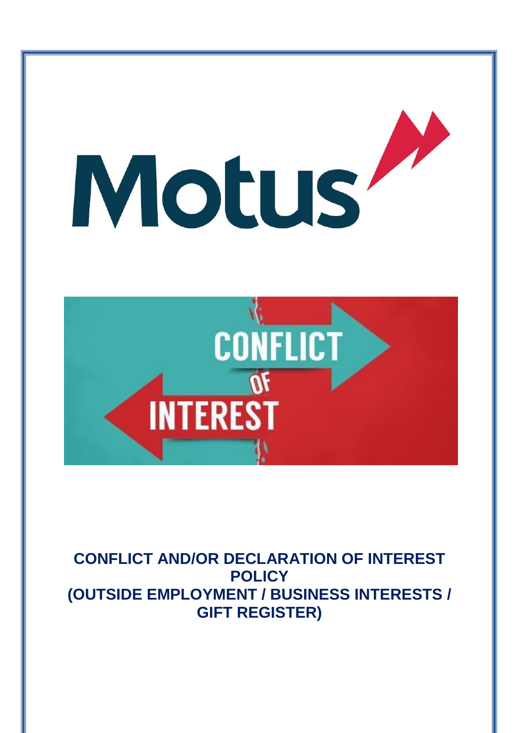# CONFLICT AND/OR DECLARATION OF INTEREST POLICY (OUTSIDE EMPLOYMENT / BUSINESS INTERESTS / GIFT REGISTER)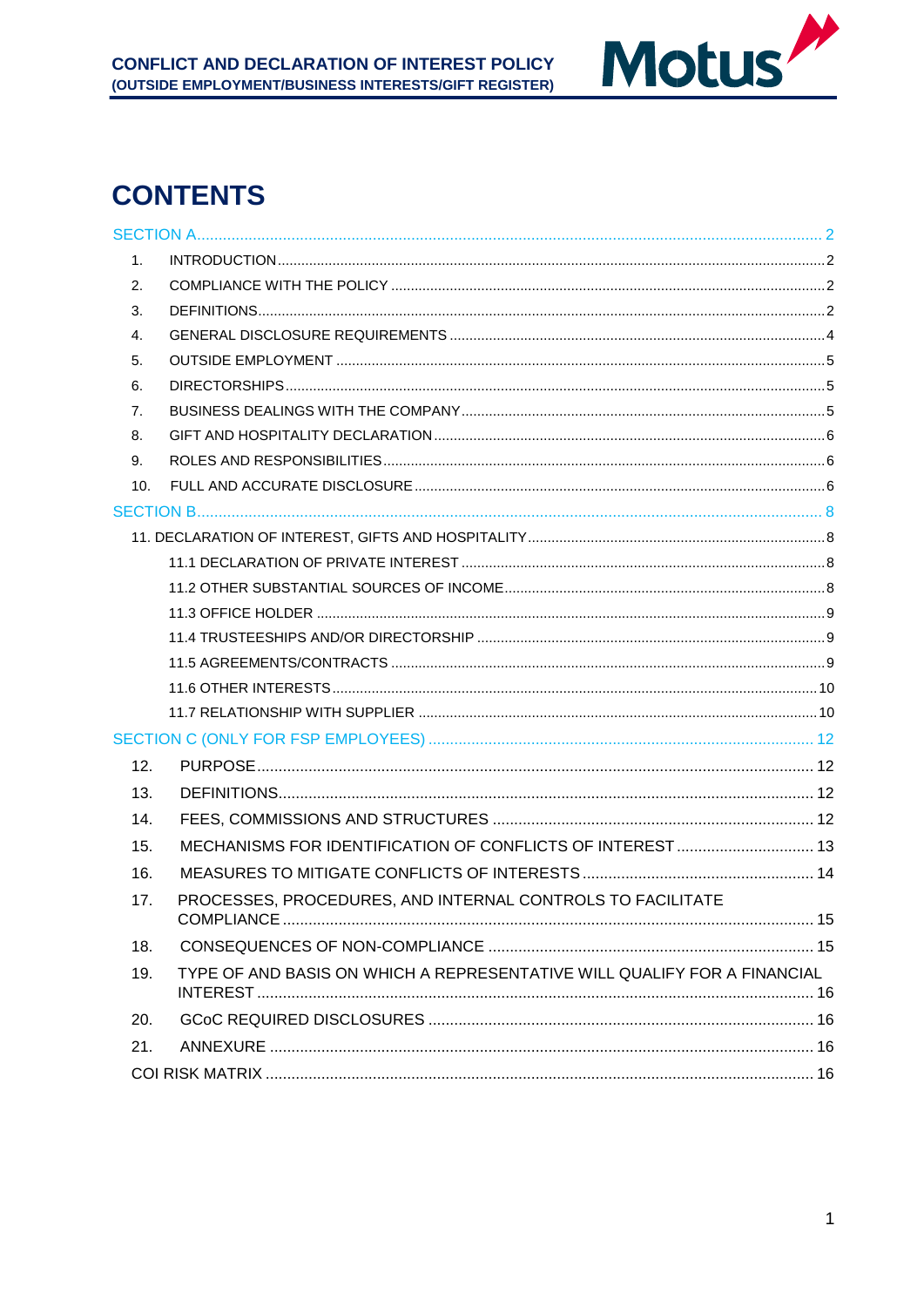# CONTENTS

SECTION A .......... 2

1. INTRODUCTION .......... 2
2. COMPLIANCE WITH THE POLICY .......... 2
3. DEFINITIONS .......... 2
4. GENERAL DISCLOSURE REQUIREMENTS .......... 4
5. OUTSIDE EMPLOYMENT .......... 5
6. DIRECTORSHIPS .......... 5
7. BUSINESS DEALINGS WITH THE COMPANY .......... 5
8. GIFT AND HOSPITALITY DECLARATION .......... 6
9. ROLES AND RESPONSIBILITIES .......... 6
10. FULL AND ACCURATE DISCLOSURE .......... 6

SECTION B .......... 8

11. DECLARATION OF INTEREST, GIFTS AND HOSPITALITY .......... 8
    - 11.1 DECLARATION OF PRIVATE INTEREST .......... 8
    - 11.2 OTHER SUBSTANTIAL SOURCES OF INCOME .......... 8
    - 11.3 OFFICE HOLDER .......... 9
    - 11.4 TRUSTEESHIPS AND/OR DIRECTORSHIP .......... 9
    - 11.5 AGREEMENTS/CONTRACTS .......... 9
    - 11.6 OTHER INTERESTS .......... 10
    - 11.7 RELATIONSHIP WITH SUPPLIER .......... 10

SECTION C (ONLY FOR FSP EMPLOYEES) .......... 12

12. PURPOSE .......... 12
13. DEFINITIONS .......... 12
14. FEES, COMMISSIONS AND STRUCTURES .......... 12
15. MECHANISMS FOR IDENTIFICATION OF CONFLICTS OF INTEREST .......... 13
16. MEASURES TO MITIGATE CONFLICTS OF INTERESTS .......... 14
17. PROCESSES, PROCEDURES, AND INTERNAL CONTROLS TO FACILITATE COMPLIANCE .......... 15
18. CONSEQUENCES OF NON-COMPLIANCE .......... 15
19. TYPE OF AND BASIS ON WHICH A REPRESENTATIVE WILL QUALIFY FOR A FINANCIAL INTEREST .......... 16
20. GCoC REQUIRED DISCLOSURES .......... 16
21. ANNEXURE .......... 16

COI RISK MATRIX .......... 16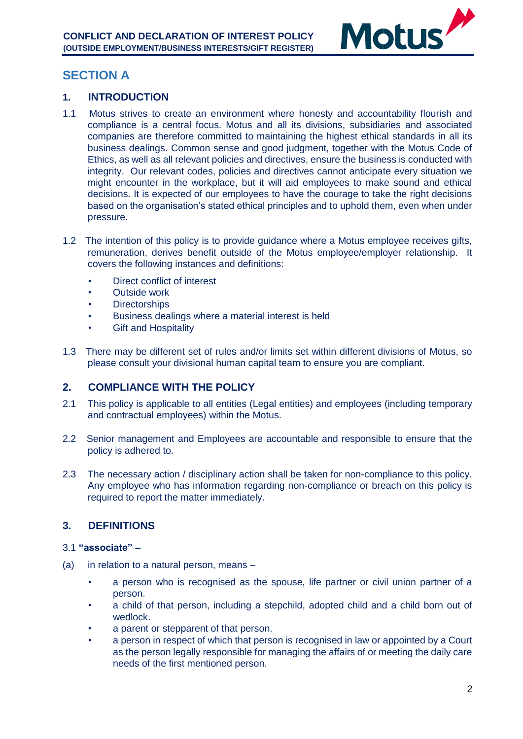## SECTION A

### 1. INTRODUCTION

1.1 Motus strives to create an environment where honesty and accountability flourish and compliance is a central focus. Motus and all its divisions, subsidiaries and associated companies are therefore committed to maintaining the highest ethical standards in all its business dealings. Common sense and good judgment, together with the Motus Code of Ethics, as well as all relevant policies and directives, ensure the business is conducted with integrity. Our relevant codes, policies and directives cannot anticipate every situation we might encounter in the workplace, but it will aid employees to make sound and ethical decisions. It is expected of our employees to have the courage to take the right decisions based on the organisation's stated ethical principles and to uphold them, even when under pressure.

1.2 The intention of this policy is to provide guidance where a Motus employee receives gifts, remuneration, derives benefit outside of the Motus employee/employer relationship. It covers the following instances and definitions:

- Direct conflict of interest
- Outside work
- Directorships
- Business dealings where a material interest is held
- Gift and Hospitality

1.3 There may be different set of rules and/or limits set within different divisions of Motus, so please consult your divisional human capital team to ensure you are compliant.

### 2. COMPLIANCE WITH THE POLICY

2.1 This policy is applicable to all entities (Legal entities) and employees (including temporary and contractual employees) within the Motus.

2.2 Senior management and Employees are accountable and responsible to ensure that the policy is adhered to.

2.3 The necessary action / disciplinary action shall be taken for non-compliance to this policy. Any employee who has information regarding non-compliance or breach on this policy is required to report the matter immediately.

### 3. DEFINITIONS

3.1 **"associate" –**

(a) in relation to a natural person, means –

- a person who is recognised as the spouse, life partner or civil union partner of a person.
- a child of that person, including a stepchild, adopted child and a child born out of wedlock.
- a parent or stepparent of that person.
- a person in respect of which that person is recognised in law or appointed by a Court as the person legally responsible for managing the affairs of or meeting the daily care needs of the first mentioned person.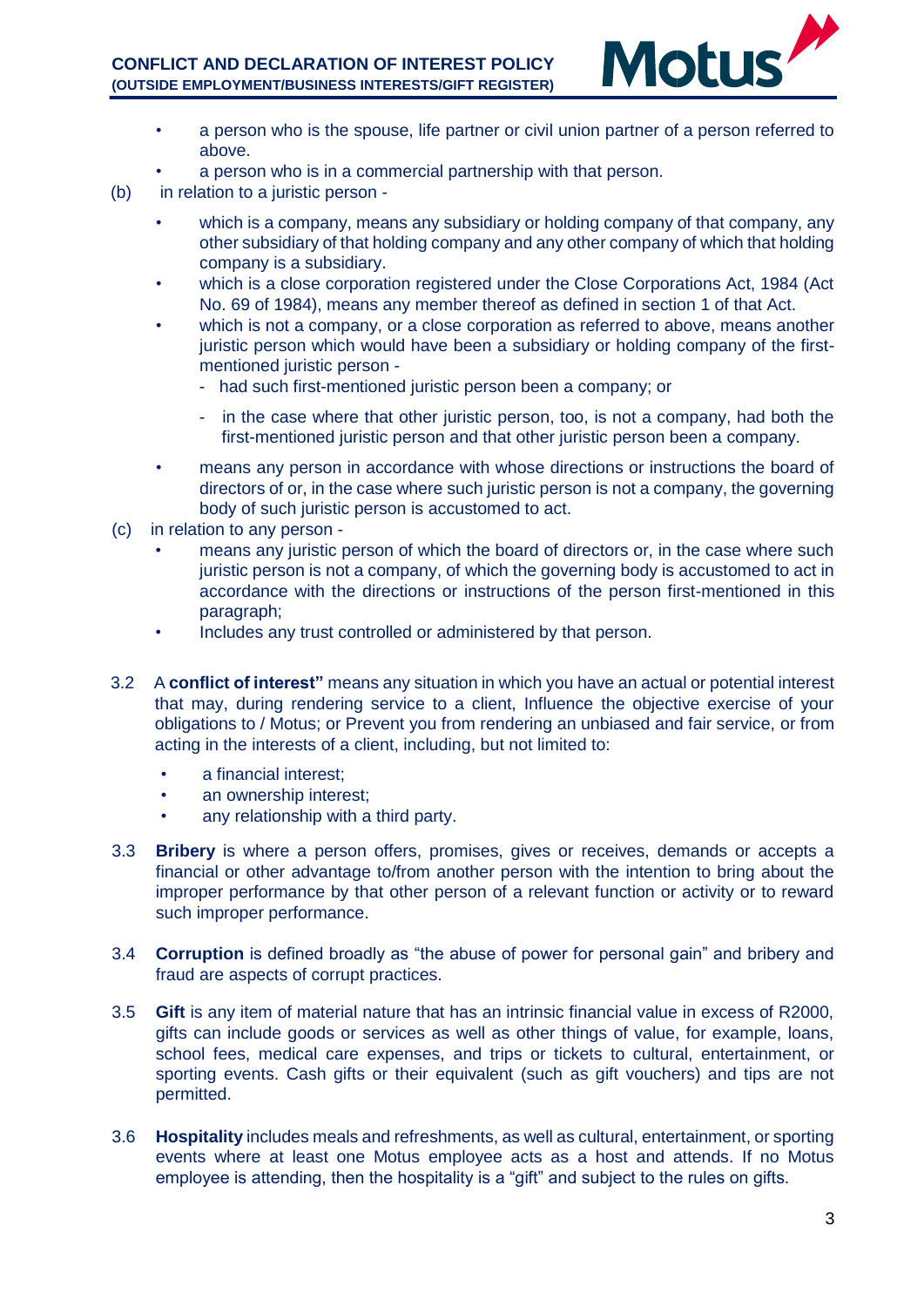- a person who is the spouse, life partner or civil union partner of a person referred to above.
- a person who is in a commercial partnership with that person.

(b) in relation to a juristic person -

- which is a company, means any subsidiary or holding company of that company, any other subsidiary of that holding company and any other company of which that holding company is a subsidiary.
- which is a close corporation registered under the Close Corporations Act, 1984 (Act No. 69 of 1984), means any member thereof as defined in section 1 of that Act.
- which is not a company, or a close corporation as referred to above, means another juristic person which would have been a subsidiary or holding company of the first-mentioned juristic person -
  - had such first-mentioned juristic person been a company; or
  - in the case where that other juristic person, too, is not a company, had both the first-mentioned juristic person and that other juristic person been a company.
- means any person in accordance with whose directions or instructions the board of directors of or, in the case where such juristic person is not a company, the governing body of such juristic person is accustomed to act.

(c) in relation to any person -

- means any juristic person of which the board of directors or, in the case where such juristic person is not a company, of which the governing body is accustomed to act in accordance with the directions or instructions of the person first-mentioned in this paragraph;
- Includes any trust controlled or administered by that person.

3.2 A **conflict of interest"** means any situation in which you have an actual or potential interest that may, during rendering service to a client, Influence the objective exercise of your obligations to / Motus; or Prevent you from rendering an unbiased and fair service, or from acting in the interests of a client, including, but not limited to:

- a financial interest;
- an ownership interest;
- any relationship with a third party.

3.3 **Bribery** is where a person offers, promises, gives or receives, demands or accepts a financial or other advantage to/from another person with the intention to bring about the improper performance by that other person of a relevant function or activity or to reward such improper performance.

3.4 **Corruption** is defined broadly as "the abuse of power for personal gain" and bribery and fraud are aspects of corrupt practices.

3.5 **Gift** is any item of material nature that has an intrinsic financial value in excess of R2000, gifts can include goods or services as well as other things of value, for example, loans, school fees, medical care expenses, and trips or tickets to cultural, entertainment, or sporting events. Cash gifts or their equivalent (such as gift vouchers) and tips are not permitted.

3.6 **Hospitality** includes meals and refreshments, as well as cultural, entertainment, or sporting events where at least one Motus employee acts as a host and attends. If no Motus employee is attending, then the hospitality is a "gift" and subject to the rules on gifts.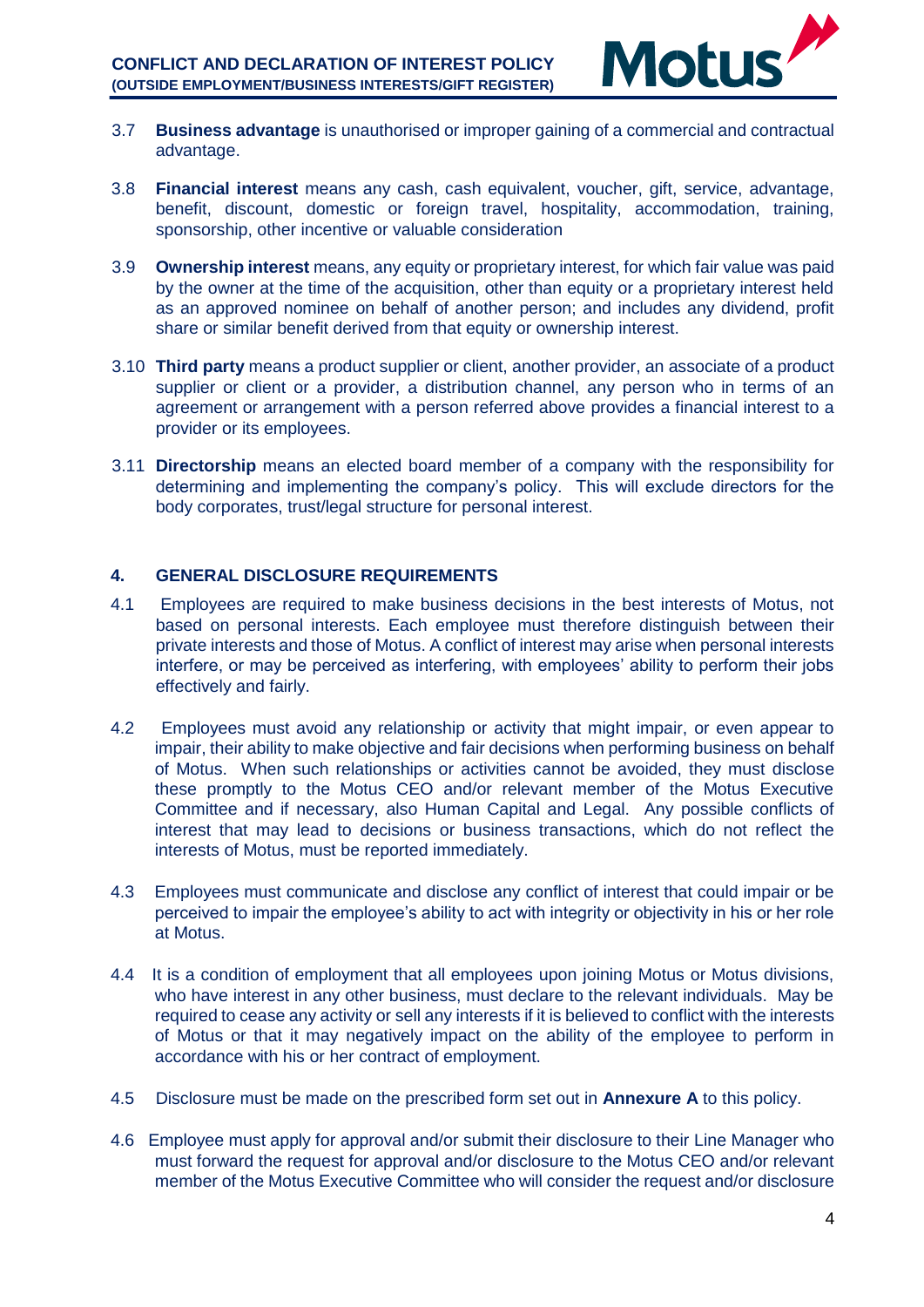3.7 **Business advantage** is unauthorised or improper gaining of a commercial and contractual advantage.

3.8 **Financial interest** means any cash, cash equivalent, voucher, gift, service, advantage, benefit, discount, domestic or foreign travel, hospitality, accommodation, training, sponsorship, other incentive or valuable consideration

3.9 **Ownership interest** means, any equity or proprietary interest, for which fair value was paid by the owner at the time of the acquisition, other than equity or a proprietary interest held as an approved nominee on behalf of another person; and includes any dividend, profit share or similar benefit derived from that equity or ownership interest.

3.10 **Third party** means a product supplier or client, another provider, an associate of a product supplier or client or a provider, a distribution channel, any person who in terms of an agreement or arrangement with a person referred above provides a financial interest to a provider or its employees.

3.11 **Directorship** means an elected board member of a company with the responsibility for determining and implementing the company's policy. This will exclude directors for the body corporates, trust/legal structure for personal interest.

## 4. GENERAL DISCLOSURE REQUIREMENTS

4.1 Employees are required to make business decisions in the best interests of Motus, not based on personal interests. Each employee must therefore distinguish between their private interests and those of Motus. A conflict of interest may arise when personal interests interfere, or may be perceived as interfering, with employees' ability to perform their jobs effectively and fairly.

4.2 Employees must avoid any relationship or activity that might impair, or even appear to impair, their ability to make objective and fair decisions when performing business on behalf of Motus. When such relationships or activities cannot be avoided, they must disclose these promptly to the Motus CEO and/or relevant member of the Motus Executive Committee and if necessary, also Human Capital and Legal. Any possible conflicts of interest that may lead to decisions or business transactions, which do not reflect the interests of Motus, must be reported immediately.

4.3 Employees must communicate and disclose any conflict of interest that could impair or be perceived to impair the employee's ability to act with integrity or objectivity in his or her role at Motus.

4.4 It is a condition of employment that all employees upon joining Motus or Motus divisions, who have interest in any other business, must declare to the relevant individuals. May be required to cease any activity or sell any interests if it is believed to conflict with the interests of Motus or that it may negatively impact on the ability of the employee to perform in accordance with his or her contract of employment.

4.5 Disclosure must be made on the prescribed form set out in **Annexure A** to this policy.

4.6 Employee must apply for approval and/or submit their disclosure to their Line Manager who must forward the request for approval and/or disclosure to the Motus CEO and/or relevant member of the Motus Executive Committee who will consider the request and/or disclosure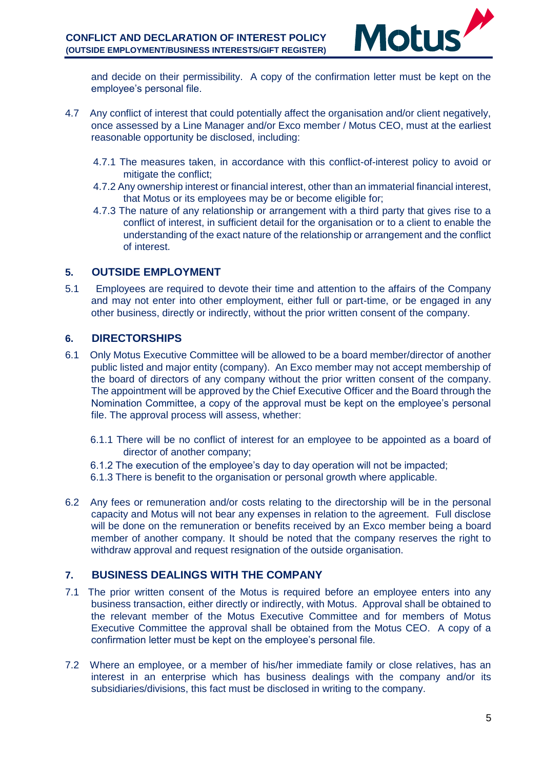and decide on their permissibility. A copy of the confirmation letter must be kept on the employee's personal file.

4.7 Any conflict of interest that could potentially affect the organisation and/or client negatively, once assessed by a Line Manager and/or Exco member / Motus CEO, must at the earliest reasonable opportunity be disclosed, including:

4.7.1 The measures taken, in accordance with this conflict-of-interest policy to avoid or mitigate the conflict;

4.7.2 Any ownership interest or financial interest, other than an immaterial financial interest, that Motus or its employees may be or become eligible for;

4.7.3 The nature of any relationship or arrangement with a third party that gives rise to a conflict of interest, in sufficient detail for the organisation or to a client to enable the understanding of the exact nature of the relationship or arrangement and the conflict of interest.

## 5. OUTSIDE EMPLOYMENT

5.1 Employees are required to devote their time and attention to the affairs of the Company and may not enter into other employment, either full or part-time, or be engaged in any other business, directly or indirectly, without the prior written consent of the company.

## 6. DIRECTORSHIPS

6.1 Only Motus Executive Committee will be allowed to be a board member/director of another public listed and major entity (company). An Exco member may not accept membership of the board of directors of any company without the prior written consent of the company. The appointment will be approved by the Chief Executive Officer and the Board through the Nomination Committee, a copy of the approval must be kept on the employee's personal file. The approval process will assess, whether:

6.1.1 There will be no conflict of interest for an employee to be appointed as a board of director of another company;

6.1.2 The execution of the employee's day to day operation will not be impacted;

6.1.3 There is benefit to the organisation or personal growth where applicable.

6.2 Any fees or remuneration and/or costs relating to the directorship will be in the personal capacity and Motus will not bear any expenses in relation to the agreement. Full disclose will be done on the remuneration or benefits received by an Exco member being a board member of another company. It should be noted that the company reserves the right to withdraw approval and request resignation of the outside organisation.

## 7. BUSINESS DEALINGS WITH THE COMPANY

7.1 The prior written consent of the Motus is required before an employee enters into any business transaction, either directly or indirectly, with Motus. Approval shall be obtained to the relevant member of the Motus Executive Committee and for members of Motus Executive Committee the approval shall be obtained from the Motus CEO. A copy of a confirmation letter must be kept on the employee's personal file.

7.2 Where an employee, or a member of his/her immediate family or close relatives, has an interest in an enterprise which has business dealings with the company and/or its subsidiaries/divisions, this fact must be disclosed in writing to the company.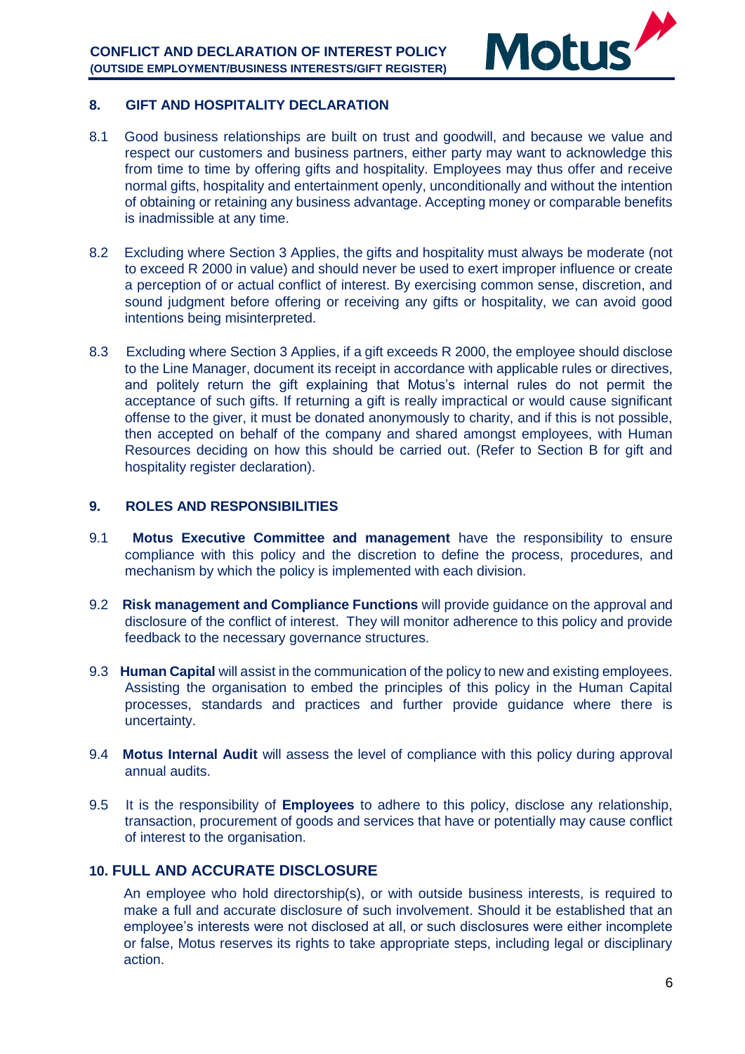## 8. GIFT AND HOSPITALITY DECLARATION

8.1 Good business relationships are built on trust and goodwill, and because we value and respect our customers and business partners, either party may want to acknowledge this from time to time by offering gifts and hospitality. Employees may thus offer and receive normal gifts, hospitality and entertainment openly, unconditionally and without the intention of obtaining or retaining any business advantage. Accepting money or comparable benefits is inadmissible at any time.

8.2 Excluding where Section 3 Applies, the gifts and hospitality must always be moderate (not to exceed R 2000 in value) and should never be used to exert improper influence or create a perception of or actual conflict of interest. By exercising common sense, discretion, and sound judgment before offering or receiving any gifts or hospitality, we can avoid good intentions being misinterpreted.

8.3 Excluding where Section 3 Applies, if a gift exceeds R 2000, the employee should disclose to the Line Manager, document its receipt in accordance with applicable rules or directives, and politely return the gift explaining that Motus's internal rules do not permit the acceptance of such gifts. If returning a gift is really impractical or would cause significant offense to the giver, it must be donated anonymously to charity, and if this is not possible, then accepted on behalf of the company and shared amongst employees, with Human Resources deciding on how this should be carried out. (Refer to Section B for gift and hospitality register declaration).

## 9. ROLES AND RESPONSIBILITIES

9.1 **Motus Executive Committee and management** have the responsibility to ensure compliance with this policy and the discretion to define the process, procedures, and mechanism by which the policy is implemented with each division.

9.2 **Risk management and Compliance Functions** will provide guidance on the approval and disclosure of the conflict of interest. They will monitor adherence to this policy and provide feedback to the necessary governance structures.

9.3 **Human Capital** will assist in the communication of the policy to new and existing employees. Assisting the organisation to embed the principles of this policy in the Human Capital processes, standards and practices and further provide guidance where there is uncertainty.

9.4 **Motus Internal Audit** will assess the level of compliance with this policy during approval annual audits.

9.5 It is the responsibility of **Employees** to adhere to this policy, disclose any relationship, transaction, procurement of goods and services that have or potentially may cause conflict of interest to the organisation.

## 10. FULL AND ACCURATE DISCLOSURE

An employee who hold directorship(s), or with outside business interests, is required to make a full and accurate disclosure of such involvement. Should it be established that an employee's interests were not disclosed at all, or such disclosures were either incomplete or false, Motus reserves its rights to take appropriate steps, including legal or disciplinary action.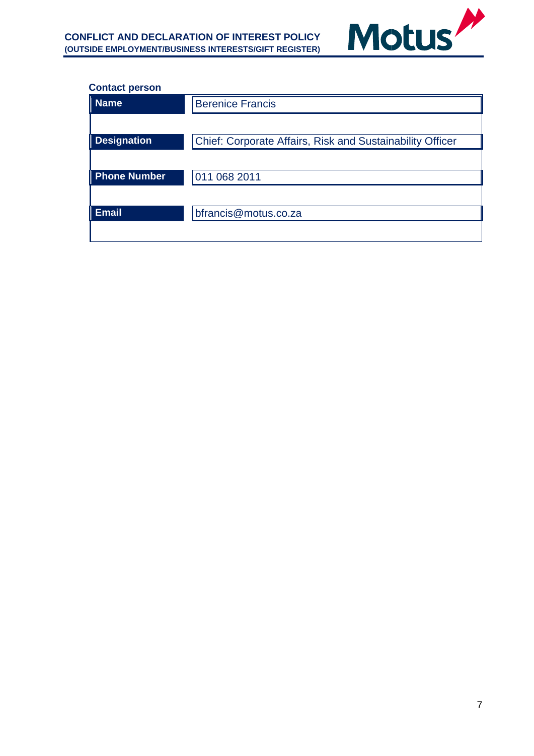**Contact person**

| | |
|---|---|
| **Name** | Berenice Francis |
| **Designation** | Chief: Corporate Affairs, Risk and Sustainability Officer |
| **Phone Number** | 011 068 2011 |
| **Email** | bfrancis@motus.co.za |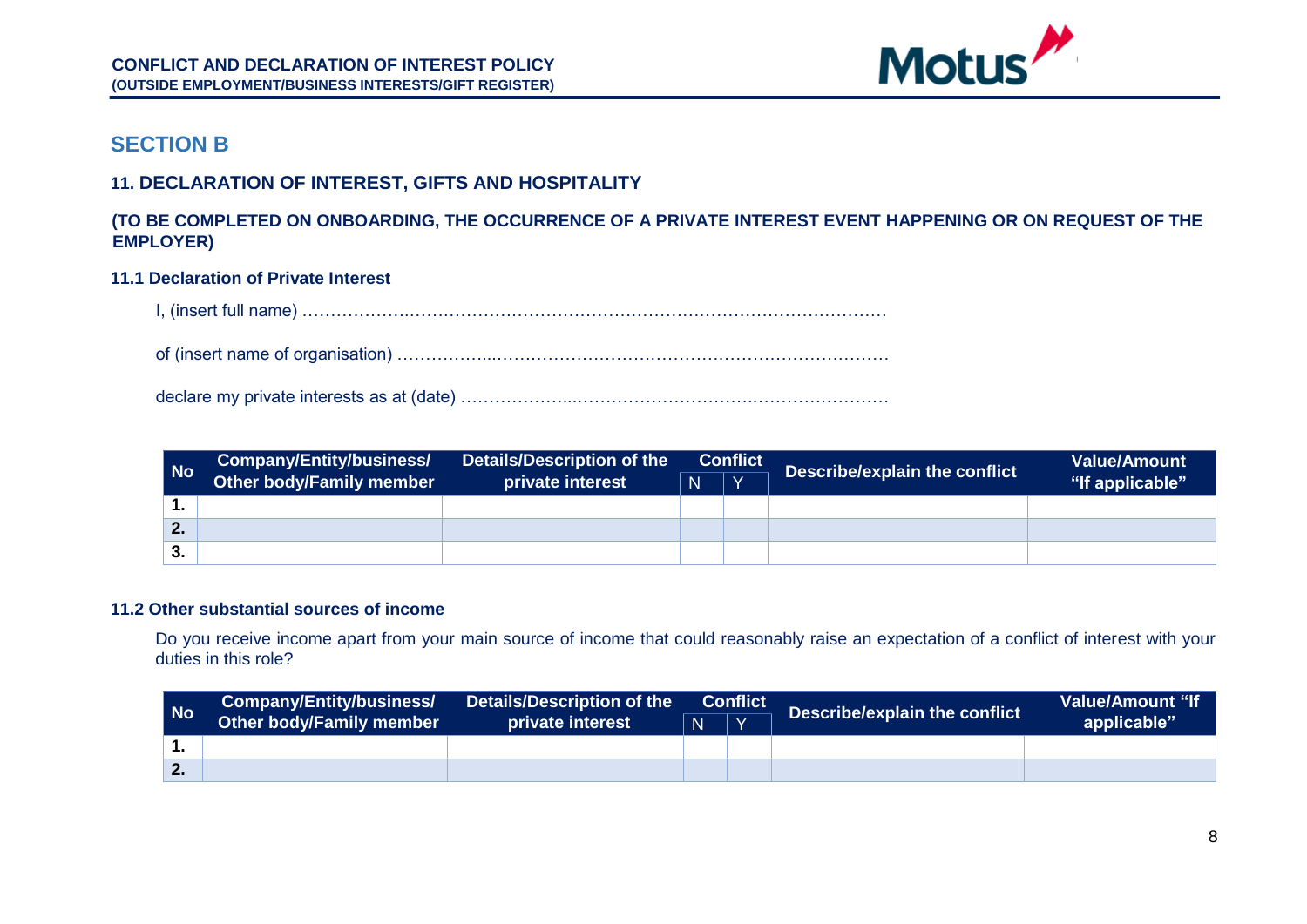## SECTION B

### 11. DECLARATION OF INTEREST, GIFTS AND HOSPITALITY

**(TO BE COMPLETED ON ONBOARDING, THE OCCURRENCE OF A PRIVATE INTEREST EVENT HAPPENING OR ON REQUEST OF THE EMPLOYER)**

#### 11.1 Declaration of Private Interest

I, (insert full name) ……………………………………………………………………………………………

of (insert name of organisation) ………………………………………………………………………………

declare my private interests as at (date) ………………………………………………………………………

| No | Company/Entity/business/ Other body/Family member | Details/Description of the private interest | Conflict | | Describe/explain the conflict | Value/Amount "If applicable" |
|---|---|---|---|---|---|---|
| | | | N | Y | | |
| 1. | | | | | | |
| 2. | | | | | | |
| 3. | | | | | | |

#### 11.2 Other substantial sources of income

Do you receive income apart from your main source of income that could reasonably raise an expectation of a conflict of interest with your duties in this role?

| No | Company/Entity/business/ Other body/Family member | Details/Description of the private interest | Conflict | | Describe/explain the conflict | Value/Amount "If applicable" |
|---|---|---|---|---|---|---|
| | | | N | Y | | |
| 1. | | | | | | |
| 2. | | | | | | |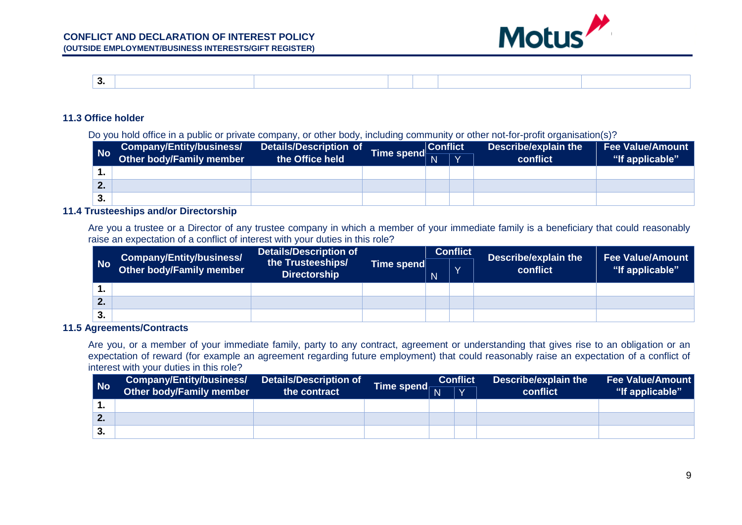| 3. | | | | | | | |
|---|---|---|---|---|---|---|---|

### 11.3 Office holder

Do you hold office in a public or private company, or other body, including community or other not-for-profit organisation(s)?

| No | Company/Entity/business/ Other body/Family member | Details/Description of the Office held | Time spend | Conflict | | Describe/explain the conflict | Fee Value/Amount "If applicable" |
|---|---|---|---|---|---|---|---|
| | | | | N | Y | | |
| 1. | | | | | | | |
| 2. | | | | | | | |
| 3. | | | | | | | |

### 11.4 Trusteeships and/or Directorship

Are you a trustee or a Director of any trustee company in which a member of your immediate family is a beneficiary that could reasonably raise an expectation of a conflict of interest with your duties in this role?

| No | Company/Entity/business/ Other body/Family member | Details/Description of the Trusteeships/ Directorship | Time spend | Conflict | | Describe/explain the conflict | Fee Value/Amount "If applicable" |
|---|---|---|---|---|---|---|---|
| | | | | N | Y | | |
| 1. | | | | | | | |
| 2. | | | | | | | |
| 3. | | | | | | | |

### 11.5 Agreements/Contracts

Are you, or a member of your immediate family, party to any contract, agreement or understanding that gives rise to an obligation or an expectation of reward (for example an agreement regarding future employment) that could reasonably raise an expectation of a conflict of interest with your duties in this role?

| No | Company/Entity/business/ Other body/Family member | Details/Description of the contract | Time spend | Conflict | | Describe/explain the conflict | Fee Value/Amount "If applicable" |
|---|---|---|---|---|---|---|---|
| | | | | N | Y | | |
| 1. | | | | | | | |
| 2. | | | | | | | |
| 3. | | | | | | | |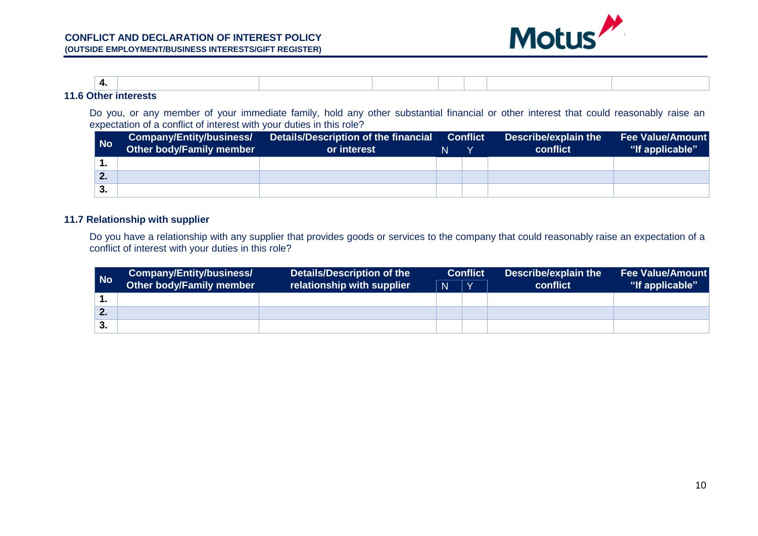| 4. | | | | | | | |
|---|---|---|---|---|---|---|---|

### 11.6 Other interests

Do you, or any member of your immediate family, hold any other substantial financial or other interest that could reasonably raise an expectation of a conflict of interest with your duties in this role?

| No | Company/Entity/business/ Other body/Family member | Details/Description of the financial or interest | Conflict | | Describe/explain the conflict | Fee Value/Amount "If applicable" |
|---|---|---|---|---|---|---|
| | | | N | Y | | |
| 1. | | | | | | |
| 2. | | | | | | |
| 3. | | | | | | |

### 11.7 Relationship with supplier

Do you have a relationship with any supplier that provides goods or services to the company that could reasonably raise an expectation of a conflict of interest with your duties in this role?

| No | Company/Entity/business/ Other body/Family member | Details/Description of the relationship with supplier | Conflict | | Describe/explain the conflict | Fee Value/Amount "If applicable" |
|---|---|---|---|---|---|---|
| | | | N | Y | | |
| 1. | | | | | | |
| 2. | | | | | | |
| 3. | | | | | | |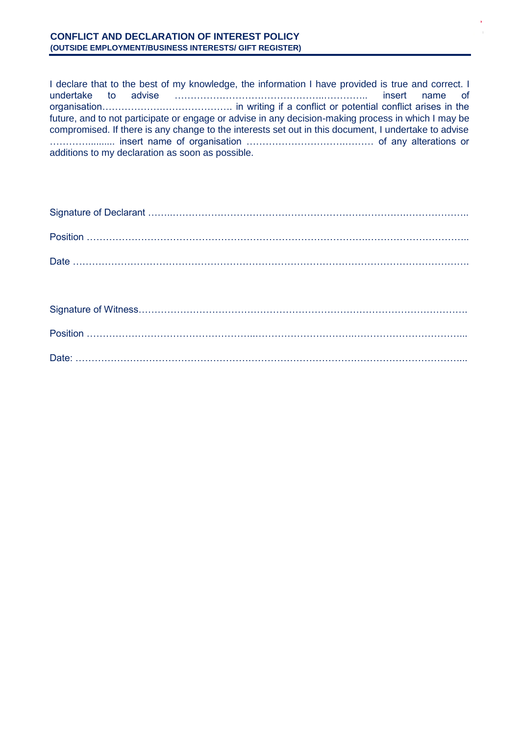I declare that to the best of my knowledge, the information I have provided is true and correct. I undertake to advise ……………………………………..………….. insert name of organisation…………………………………. in writing if a conflict or potential conflict arises in the future, and to not participate or engage or advise in any decision-making process in which I may be compromised. If there is any change to the interests set out in this document, I undertake to advise ………........... insert name of organisation ………………………….……… of any alterations or additions to my declaration as soon as possible.

Signature of Declarant ……..……………………………………………………………………………..

Position ……………………………………………………………………………………………………..

Date ……………………………………………………………………………………………………….

Signature of Witness……………………………………………………………………………………….

Position …………………………………………..……………………………..……………………………...

Date: ………………………………………………………………………………………………………...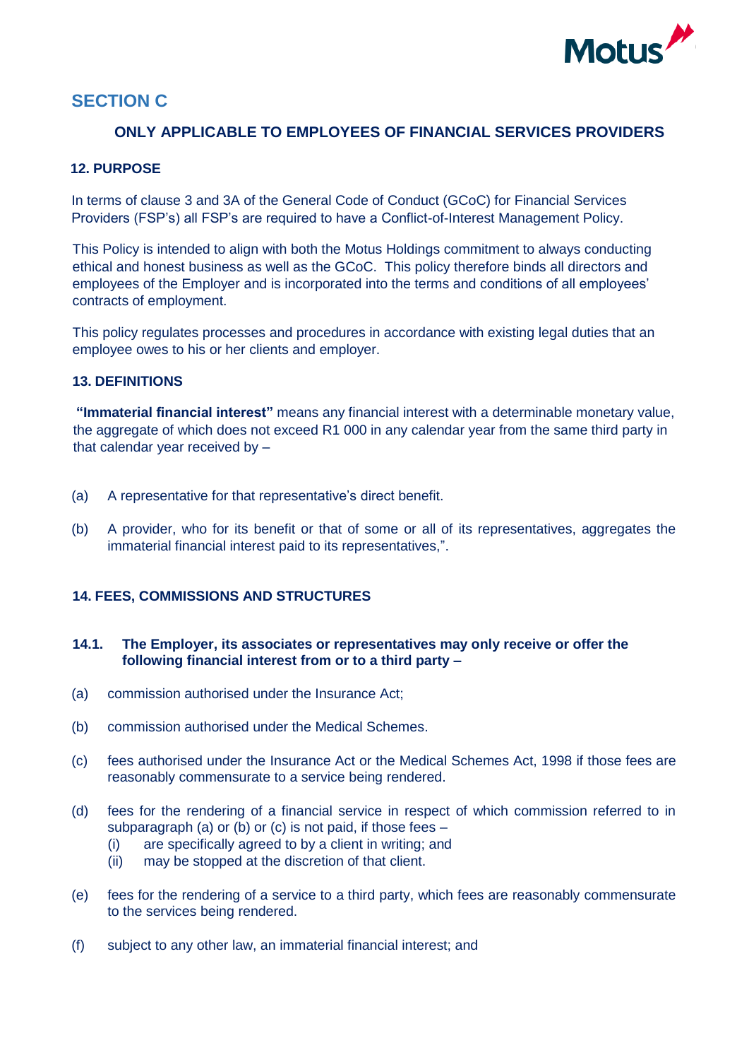## SECTION C

### ONLY APPLICABLE TO EMPLOYEES OF FINANCIAL SERVICES PROVIDERS

#### 12. PURPOSE

In terms of clause 3 and 3A of the General Code of Conduct (GCoC) for Financial Services Providers (FSP's) all FSP's are required to have a Conflict-of-Interest Management Policy.

This Policy is intended to align with both the Motus Holdings commitment to always conducting ethical and honest business as well as the GCoC. This policy therefore binds all directors and employees of the Employer and is incorporated into the terms and conditions of all employees' contracts of employment.

This policy regulates processes and procedures in accordance with existing legal duties that an employee owes to his or her clients and employer.

#### 13. DEFINITIONS

**"Immaterial financial interest"** means any financial interest with a determinable monetary value, the aggregate of which does not exceed R1 000 in any calendar year from the same third party in that calendar year received by –

(a) A representative for that representative's direct benefit.

(b) A provider, who for its benefit or that of some or all of its representatives, aggregates the immaterial financial interest paid to its representatives,".

#### 14. FEES, COMMISSIONS AND STRUCTURES

**14.1. The Employer, its associates or representatives may only receive or offer the following financial interest from or to a third party –**

(a) commission authorised under the Insurance Act;

(b) commission authorised under the Medical Schemes.

(c) fees authorised under the Insurance Act or the Medical Schemes Act, 1998 if those fees are reasonably commensurate to a service being rendered.

(d) fees for the rendering of a financial service in respect of which commission referred to in subparagraph (a) or (b) or (c) is not paid, if those fees –
   (i) are specifically agreed to by a client in writing; and
   (ii) may be stopped at the discretion of that client.

(e) fees for the rendering of a service to a third party, which fees are reasonably commensurate to the services being rendered.

(f) subject to any other law, an immaterial financial interest; and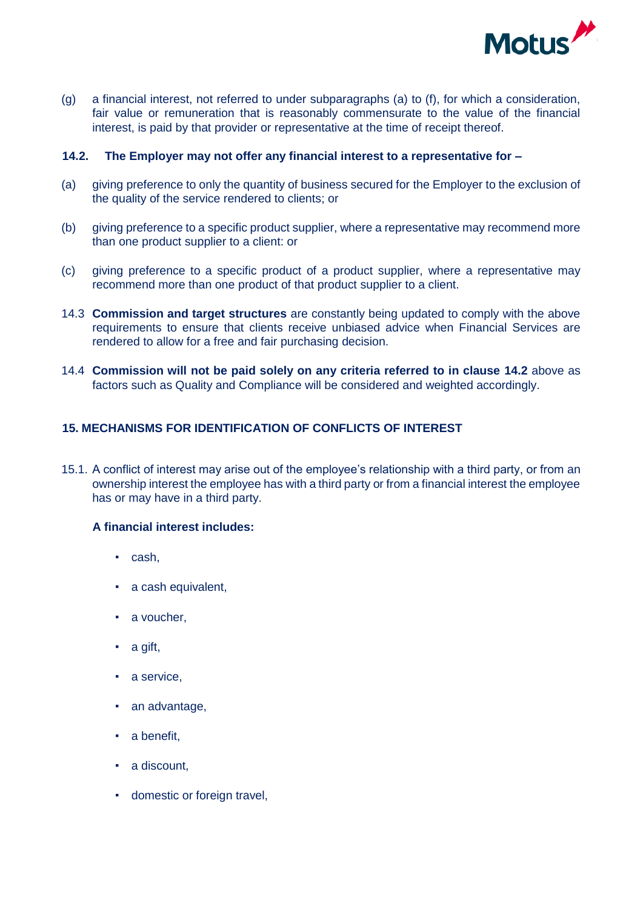(g) a financial interest, not referred to under subparagraphs (a) to (f), for which a consideration, fair value or remuneration that is reasonably commensurate to the value of the financial interest, is paid by that provider or representative at the time of receipt thereof.

**14.2. The Employer may not offer any financial interest to a representative for –**

(a) giving preference to only the quantity of business secured for the Employer to the exclusion of the quality of the service rendered to clients; or

(b) giving preference to a specific product supplier, where a representative may recommend more than one product supplier to a client: or

(c) giving preference to a specific product of a product supplier, where a representative may recommend more than one product of that product supplier to a client.

14.3 **Commission and target structures** are constantly being updated to comply with the above requirements to ensure that clients receive unbiased advice when Financial Services are rendered to allow for a free and fair purchasing decision.

14.4 **Commission will not be paid solely on any criteria referred to in clause 14.2** above as factors such as Quality and Compliance will be considered and weighted accordingly.

## 15. MECHANISMS FOR IDENTIFICATION OF CONFLICTS OF INTEREST

15.1. A conflict of interest may arise out of the employee's relationship with a third party, or from an ownership interest the employee has with a third party or from a financial interest the employee has or may have in a third party.

**A financial interest includes:**

- cash,
- a cash equivalent,
- a voucher,
- a gift,
- a service,
- an advantage,
- a benefit,
- a discount,
- domestic or foreign travel,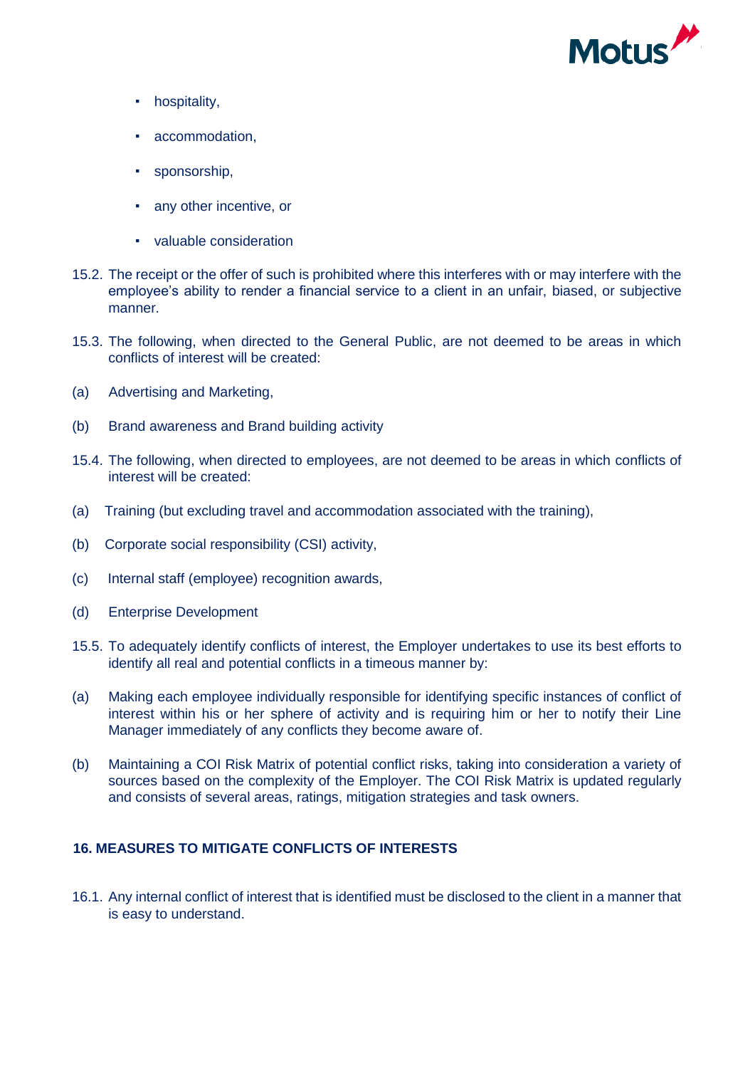- hospitality,
- accommodation,
- sponsorship,
- any other incentive, or
- valuable consideration

15.2. The receipt or the offer of such is prohibited where this interferes with or may interfere with the employee's ability to render a financial service to a client in an unfair, biased, or subjective manner.

15.3. The following, when directed to the General Public, are not deemed to be areas in which conflicts of interest will be created:

(a) Advertising and Marketing,

(b) Brand awareness and Brand building activity

15.4. The following, when directed to employees, are not deemed to be areas in which conflicts of interest will be created:

(a) Training (but excluding travel and accommodation associated with the training),

(b) Corporate social responsibility (CSI) activity,

(c) Internal staff (employee) recognition awards,

(d) Enterprise Development

15.5. To adequately identify conflicts of interest, the Employer undertakes to use its best efforts to identify all real and potential conflicts in a timeous manner by:

(a) Making each employee individually responsible for identifying specific instances of conflict of interest within his or her sphere of activity and is requiring him or her to notify their Line Manager immediately of any conflicts they become aware of.

(b) Maintaining a COI Risk Matrix of potential conflict risks, taking into consideration a variety of sources based on the complexity of the Employer. The COI Risk Matrix is updated regularly and consists of several areas, ratings, mitigation strategies and task owners.

## 16. MEASURES TO MITIGATE CONFLICTS OF INTERESTS

16.1. Any internal conflict of interest that is identified must be disclosed to the client in a manner that is easy to understand.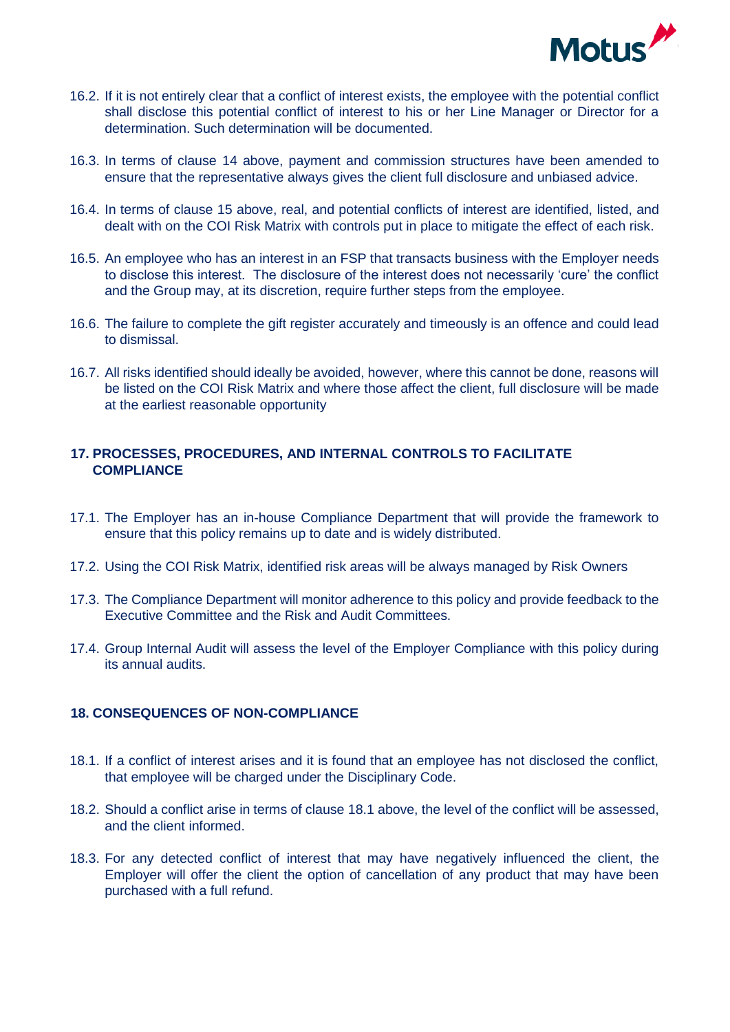16.2. If it is not entirely clear that a conflict of interest exists, the employee with the potential conflict shall disclose this potential conflict of interest to his or her Line Manager or Director for a determination. Such determination will be documented.

16.3. In terms of clause 14 above, payment and commission structures have been amended to ensure that the representative always gives the client full disclosure and unbiased advice.

16.4. In terms of clause 15 above, real, and potential conflicts of interest are identified, listed, and dealt with on the COI Risk Matrix with controls put in place to mitigate the effect of each risk.

16.5. An employee who has an interest in an FSP that transacts business with the Employer needs to disclose this interest. The disclosure of the interest does not necessarily 'cure' the conflict and the Group may, at its discretion, require further steps from the employee.

16.6. The failure to complete the gift register accurately and timeously is an offence and could lead to dismissal.

16.7. All risks identified should ideally be avoided, however, where this cannot be done, reasons will be listed on the COI Risk Matrix and where those affect the client, full disclosure will be made at the earliest reasonable opportunity

## 17. PROCESSES, PROCEDURES, AND INTERNAL CONTROLS TO FACILITATE COMPLIANCE

17.1. The Employer has an in-house Compliance Department that will provide the framework to ensure that this policy remains up to date and is widely distributed.

17.2. Using the COI Risk Matrix, identified risk areas will be always managed by Risk Owners

17.3. The Compliance Department will monitor adherence to this policy and provide feedback to the Executive Committee and the Risk and Audit Committees.

17.4. Group Internal Audit will assess the level of the Employer Compliance with this policy during its annual audits.

## 18. CONSEQUENCES OF NON-COMPLIANCE

18.1. If a conflict of interest arises and it is found that an employee has not disclosed the conflict, that employee will be charged under the Disciplinary Code.

18.2. Should a conflict arise in terms of clause 18.1 above, the level of the conflict will be assessed, and the client informed.

18.3. For any detected conflict of interest that may have negatively influenced the client, the Employer will offer the client the option of cancellation of any product that may have been purchased with a full refund.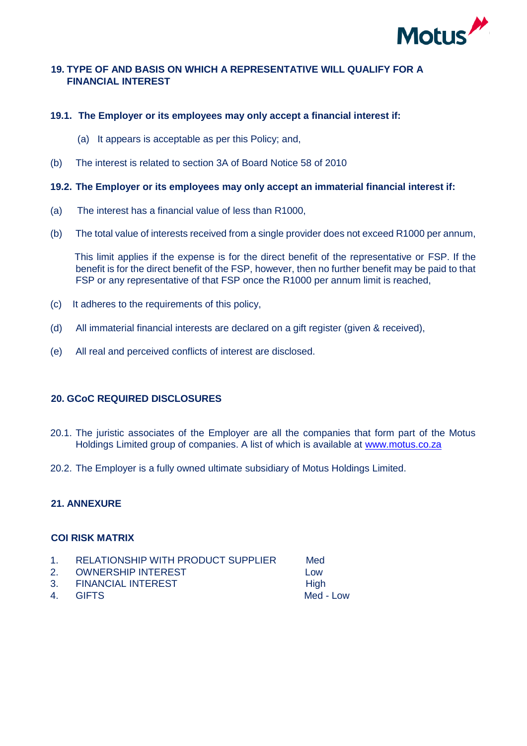## 19. TYPE OF AND BASIS ON WHICH A REPRESENTATIVE WILL QUALIFY FOR A FINANCIAL INTEREST

### 19.1. The Employer or its employees may only accept a financial interest if:

(a) It appears is acceptable as per this Policy; and,

(b) The interest is related to section 3A of Board Notice 58 of 2010

### 19.2. The Employer or its employees may only accept an immaterial financial interest if:

(a) The interest has a financial value of less than R1000,

(b) The total value of interests received from a single provider does not exceed R1000 per annum,

This limit applies if the expense is for the direct benefit of the representative or FSP. If the benefit is for the direct benefit of the FSP, however, then no further benefit may be paid to that FSP or any representative of that FSP once the R1000 per annum limit is reached,

(c) It adheres to the requirements of this policy,

(d) All immaterial financial interests are declared on a gift register (given & received),

(e) All real and perceived conflicts of interest are disclosed.

## 20. GCoC REQUIRED DISCLOSURES

20.1. The juristic associates of the Employer are all the companies that form part of the Motus Holdings Limited group of companies. A list of which is available at www.motus.co.za

20.2. The Employer is a fully owned ultimate subsidiary of Motus Holdings Limited.

## 21. ANNEXURE

### COI RISK MATRIX

| | | |
|---|---|---|
| 1. | RELATIONSHIP WITH PRODUCT SUPPLIER | Med |
| 2. | OWNERSHIP INTEREST | Low |
| 3. | FINANCIAL INTEREST | High |
| 4. | GIFTS | Med - Low |